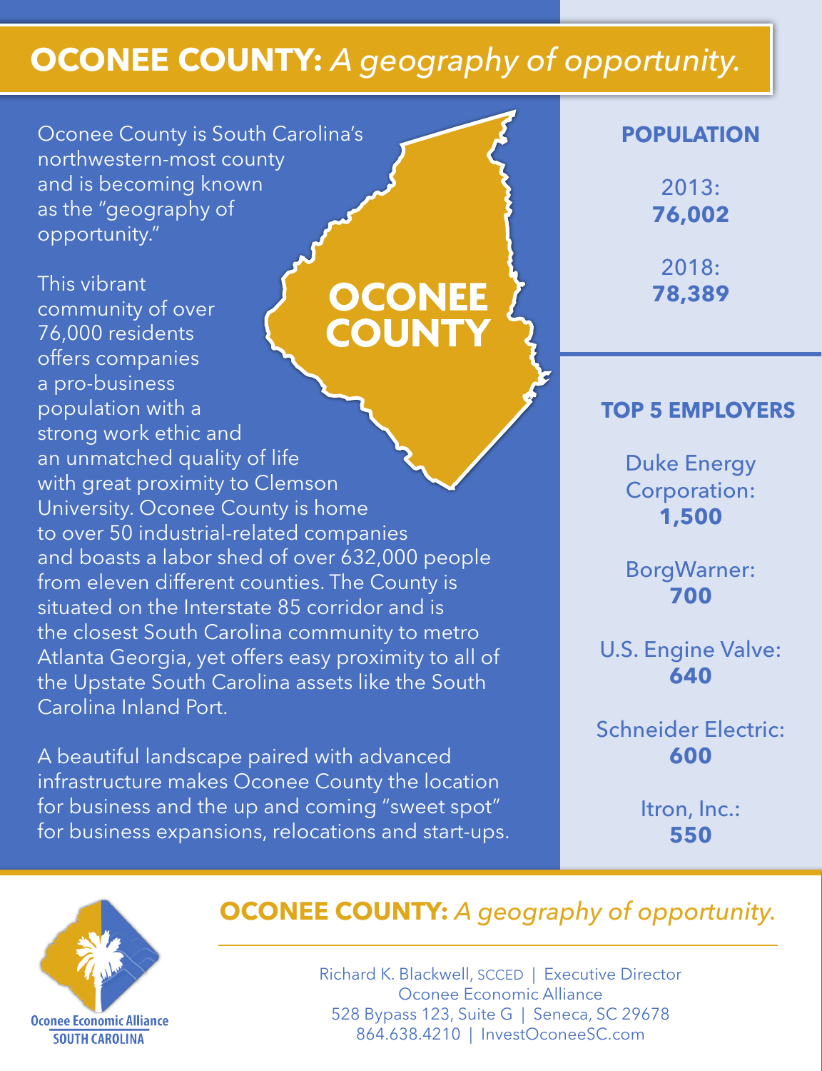# OCONEE COUNTY: *A geography of opportunity.*

Oconee County is South Carolina's northwestern-most county and is becoming known as the "geography of opportunity."

OCONEE COUNTY

This vibrant community of over 76,000 residents offers companies a pro-business population with a strong work ethic and an unmatched quality of life with great proximity to Clemson University. Oconee County is home to over 50 industrial-related companies and boasts a labor shed of over 632,000 people from eleven different counties. The County is situated on the Interstate 85 corridor and is the closest South Carolina community to metro Atlanta Georgia, yet offers easy proximity to all of the Upstate South Carolina assets like the South Carolina Inland Port.

A beautiful landscape paired with advanced infrastructure makes Oconee County the location for business and the up and coming "sweet spot" for business expansions, relocations and start-ups.

## POPULATION

2013:
**76,002**

2018:
**78,389**

## TOP 5 EMPLOYERS

Duke Energy Corporation:
**1,500**

BorgWarner:
**700**

U.S. Engine Valve:
**640**

Schneider Electric:
**600**

Itron, Inc.:
**550**

Oconee Economic Alliance
SOUTH CAROLINA

**OCONEE COUNTY:** *A geography of opportunity.*

Richard K. Blackwell, SCCED | Executive Director
Oconee Economic Alliance
528 Bypass 123, Suite G | Seneca, SC 29678
864.638.4210 | InvestOconeeSC.com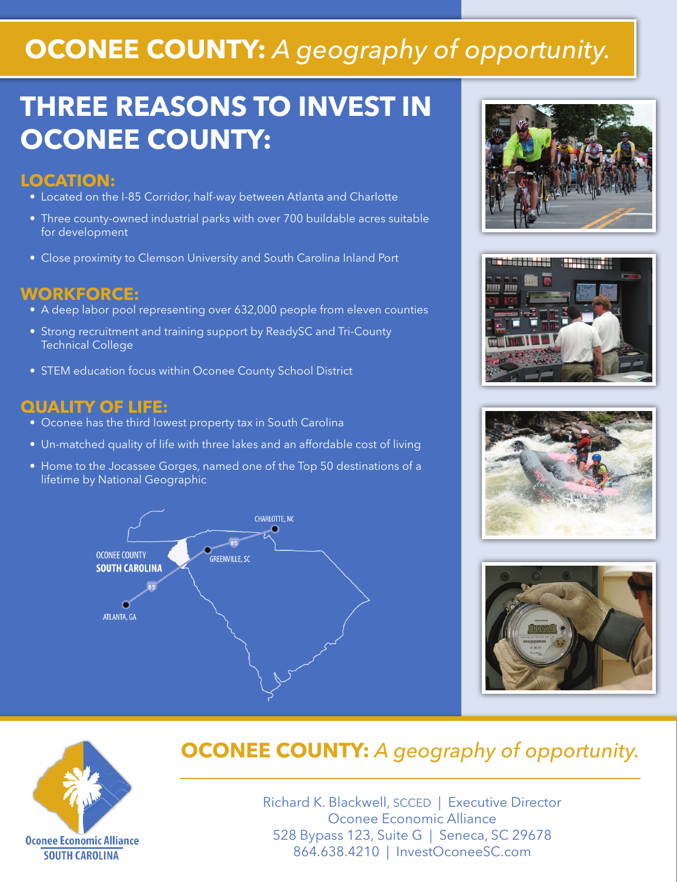# OCONEE COUNTY: *A geography of opportunity.*

## THREE REASONS TO INVEST IN OCONEE COUNTY:

### LOCATION:

- Located on the I-85 Corridor, half-way between Atlanta and Charlotte
- Three county-owned industrial parks with over 700 buildable acres suitable for development
- Close proximity to Clemson University and South Carolina Inland Port

### WORKFORCE:

- A deep labor pool representing over 632,000 people from eleven counties
- Strong recruitment and training support by ReadySC and Tri-County Technical College
- STEM education focus within Oconee County School District

### QUALITY OF LIFE:

- Oconee has the third lowest property tax in South Carolina
- Un-matched quality of life with three lakes and an affordable cost of living
- Home to the Jocassee Gorges, named one of the Top 50 destinations of a lifetime by National Geographic

CHARLOTTE, NC
OCONEE COUNTY
SOUTH CAROLINA
85
GREENVILLE, SC
85
ATLANTA, GA

Oconee Economic Alliance
SOUTH CAROLINA

**OCONEE COUNTY:** *A geography of opportunity.*

Richard K. Blackwell, SCCED | Executive Director
Oconee Economic Alliance
528 Bypass 123, Suite G | Seneca, SC 29678
864.638.4210 | InvestOconeeSC.com